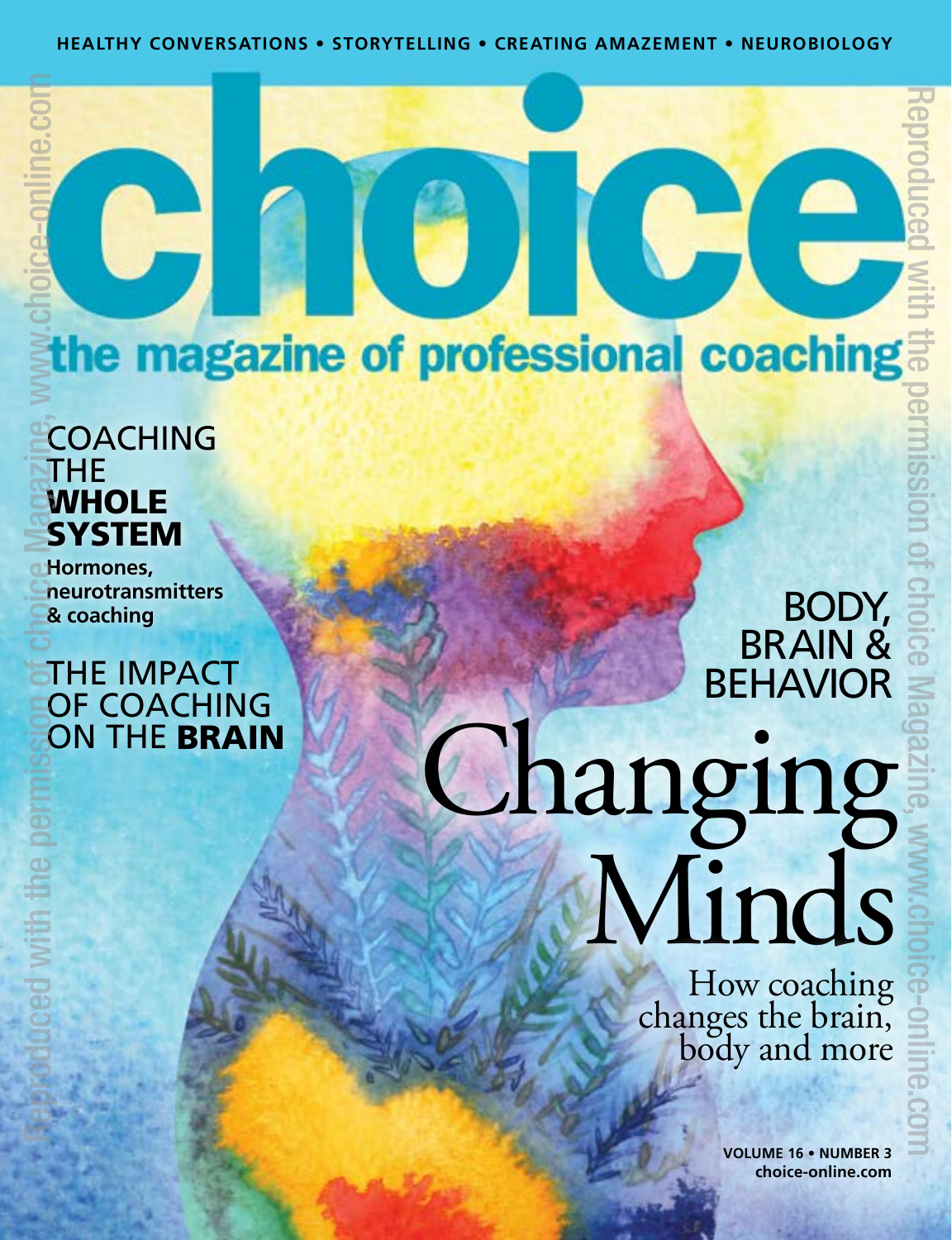HEALTHY CONVERSATIONS • STORYTELLING • CREATING AMAZEMENT • NEUROBIOLOGY

# choice

## the magazine of professional coaching

### COACHING THE **WHOLE SYSTEM**

**Hormones, neurotransmitters & coaching**

### THE IMPACT OF COACHING ON THE **BRAIN**

### BODY, BRAIN & BEHAVIOR

# Changing Minds

How coaching changes the brain, body and more

**VOLUME 16 • NUMBER 3**
**choice-online.com**

Reproduced with the permission of choice Magazine, www.choice-online.com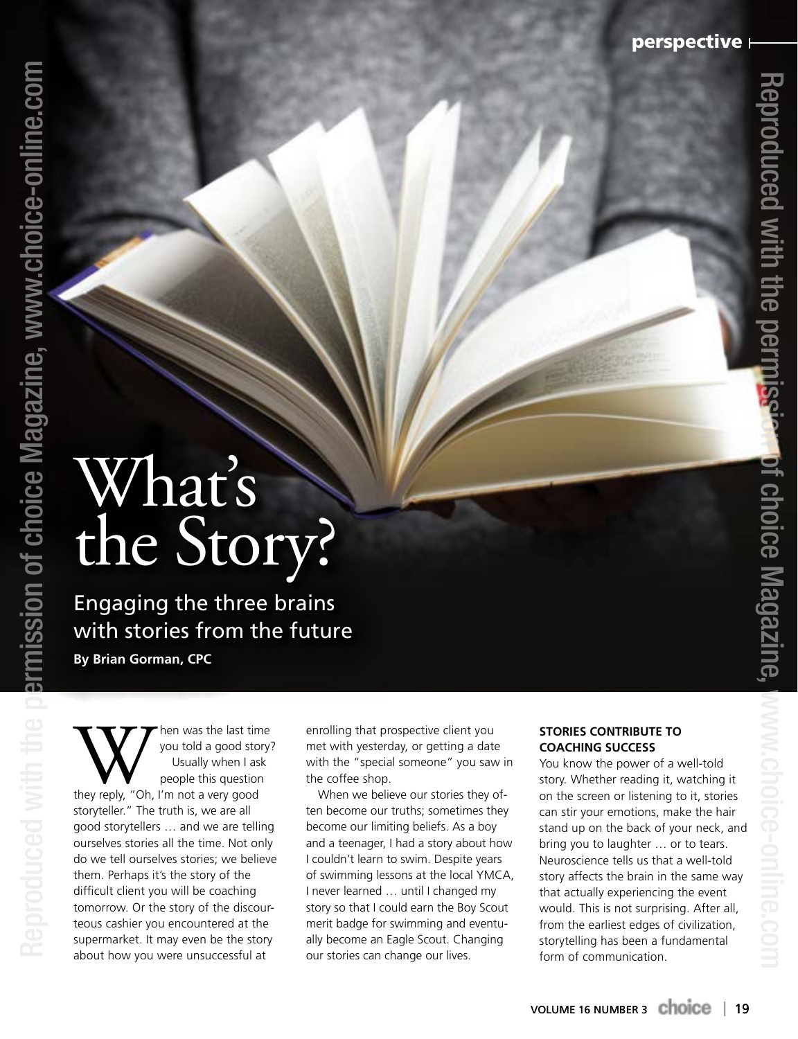# What's the Story?

## Engaging the three brains with stories from the future

**By Brian Gorman, CPC**

When was the last time you told a good story? Usually when I ask people this question they reply, "Oh, I'm not a very good storyteller." The truth is, we are all good storytellers … and we are telling ourselves stories all the time. Not only do we tell ourselves stories; we believe them. Perhaps it's the story of the difficult client you will be coaching tomorrow. Or the story of the discourteous cashier you encountered at the supermarket. It may even be the story about how you were unsuccessful at enrolling that prospective client you met with yesterday, or getting a date with the "special someone" you saw in the coffee shop.

When we believe our stories they often become our truths; sometimes they become our limiting beliefs. As a boy and a teenager, I had a story about how I couldn't learn to swim. Despite years of swimming lessons at the local YMCA, I never learned … until I changed my story so that I could earn the Boy Scout merit badge for swimming and eventually become an Eagle Scout. Changing our stories can change our lives.

### STORIES CONTRIBUTE TO COACHING SUCCESS

You know the power of a well-told story. Whether reading it, watching it on the screen or listening to it, stories can stir your emotions, make the hair stand up on the back of your neck, and bring you to laughter … or to tears. Neuroscience tells us that a well-told story affects the brain in the same way that actually experiencing the event would. This is not surprising. After all, from the earliest edges of civilization, storytelling has been a fundamental form of communication.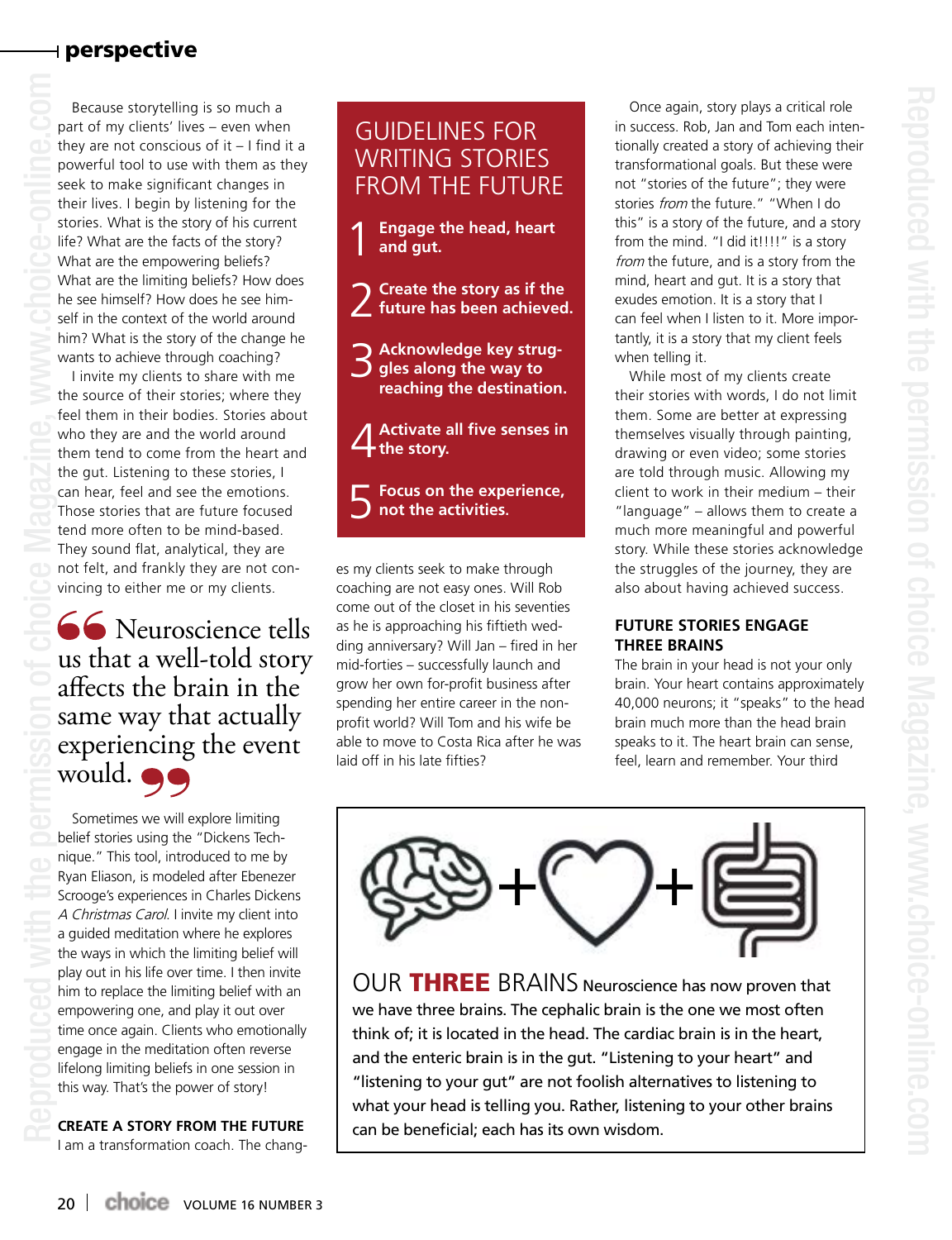Because storytelling is so much a part of my clients' lives – even when they are not conscious of it – I find it a powerful tool to use with them as they seek to make significant changes in their lives. I begin by listening for the stories. What is the story of his current life? What are the facts of the story? What are the empowering beliefs? What are the limiting beliefs? How does he see himself? How does he see himself in the context of the world around him? What is the story of the change he wants to achieve through coaching?

I invite my clients to share with me the source of their stories; where they feel them in their bodies. Stories about who they are and the world around them tend to come from the heart and the gut. Listening to these stories, I can hear, feel and see the emotions. Those stories that are future focused tend more often to be mind-based. They sound flat, analytical, they are not felt, and frankly they are not convincing to either me or my clients.

> Neuroscience tells us that a well-told story affects the brain in the same way that actually experiencing the event would.

Sometimes we will explore limiting belief stories using the "Dickens Technique." This tool, introduced to me by Ryan Eliason, is modeled after Ebenezer Scrooge's experiences in Charles Dickens *A Christmas Carol*. I invite my client into a guided meditation where he explores the ways in which the limiting belief will play out in his life over time. I then invite him to replace the limiting belief with an empowering one, and play it out over time once again. Clients who emotionally engage in the meditation often reverse lifelong limiting beliefs in one session in this way. That's the power of story!

## CREATE A STORY FROM THE FUTURE

I am a transformation coach. The changes my clients seek to make through coaching are not easy ones. Will Rob come out of the closet in his seventies as he is approaching his fiftieth wedding anniversary? Will Jan – fired in her mid-forties – successfully launch and grow her own for-profit business after spending her entire career in the non-profit world? Will Tom and his wife be able to move to Costa Rica after he was laid off in his late fifties?

## GUIDELINES FOR WRITING STORIES FROM THE FUTURE

1. **Engage the head, heart and gut.**
2. **Create the story as if the future has been achieved.**
3. **Acknowledge key struggles along the way to reaching the destination.**
4. **Activate all five senses in the story.**
5. **Focus on the experience, not the activities.**

Once again, story plays a critical role in success. Rob, Jan and Tom each intentionally created a story of achieving their transformational goals. But these were not "stories of the future"; they were stories *from* the future." "When I do this" is a story of the future, and a story from the mind. "I did it!!!!" is a story *from* the future, and is a story from the mind, heart and gut. It is a story that exudes emotion. It is a story that I can feel when I listen to it. More importantly, it is a story that my client feels when telling it.

While most of my clients create their stories with words, I do not limit them. Some are better at expressing themselves visually through painting, drawing or even video; some stories are told through music. Allowing my client to work in their medium – their "language" – allows them to create a much more meaningful and powerful story. While these stories acknowledge the struggles of the journey, they are also about having achieved success.

## FUTURE STORIES ENGAGE THREE BRAINS

The brain in your head is not your only brain. Your heart contains approximately 40,000 neurons; it "speaks" to the head brain much more than the head brain speaks to it. The heart brain can sense, feel, learn and remember. Your third

**OUR THREE BRAINS** Neuroscience has now proven that we have three brains. The cephalic brain is the one we most often think of; it is located in the head. The cardiac brain is in the heart, and the enteric brain is in the gut. "Listening to your heart" and "listening to your gut" are not foolish alternatives to listening to what your head is telling you. Rather, listening to your other brains can be beneficial; each has its own wisdom.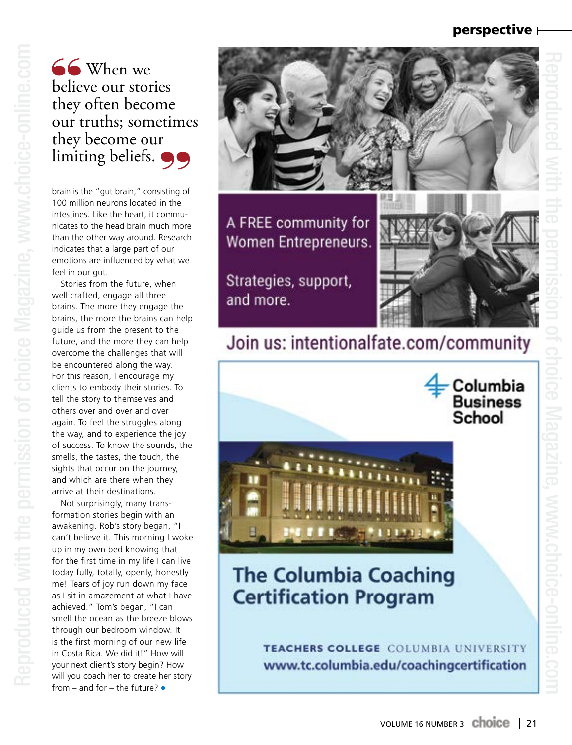> When we believe our stories they often become our truths; sometimes they become our limiting beliefs.

brain is the "gut brain," consisting of 100 million neurons located in the intestines. Like the heart, it communicates to the head brain much more than the other way around. Research indicates that a large part of our emotions are influenced by what we feel in our gut.

Stories from the future, when well crafted, engage all three brains. The more they engage the brains, the more the brains can help guide us from the present to the future, and the more they can help overcome the challenges that will be encountered along the way. For this reason, I encourage my clients to embody their stories. To tell the story to themselves and others over and over and over again. To feel the struggles along the way, and to experience the joy of success. To know the sounds, the smells, the tastes, the touch, the sights that occur on the journey, and which are there when they arrive at their destinations.

Not surprisingly, many transformation stories begin with an awakening. Rob's story began, "I can't believe it. This morning I woke up in my own bed knowing that for the first time in my life I can live today fully, totally, openly, honestly me! Tears of joy run down my face as I sit in amazement at what I have achieved." Tom's began, "I can smell the ocean as the breeze blows through our bedroom window. It is the first morning of our new life in Costa Rica. We did it!" How will your next client's story begin? How will you coach her to create her story from – and for – the future?

A FREE community for Women Entrepreneurs.

Strategies, support, and more.

Join us: intentionalfate.com/community

Columbia Business School

The Columbia Coaching Certification Program

TEACHERS COLLEGE COLUMBIA UNIVERSITY
www.tc.columbia.edu/coachingcertification